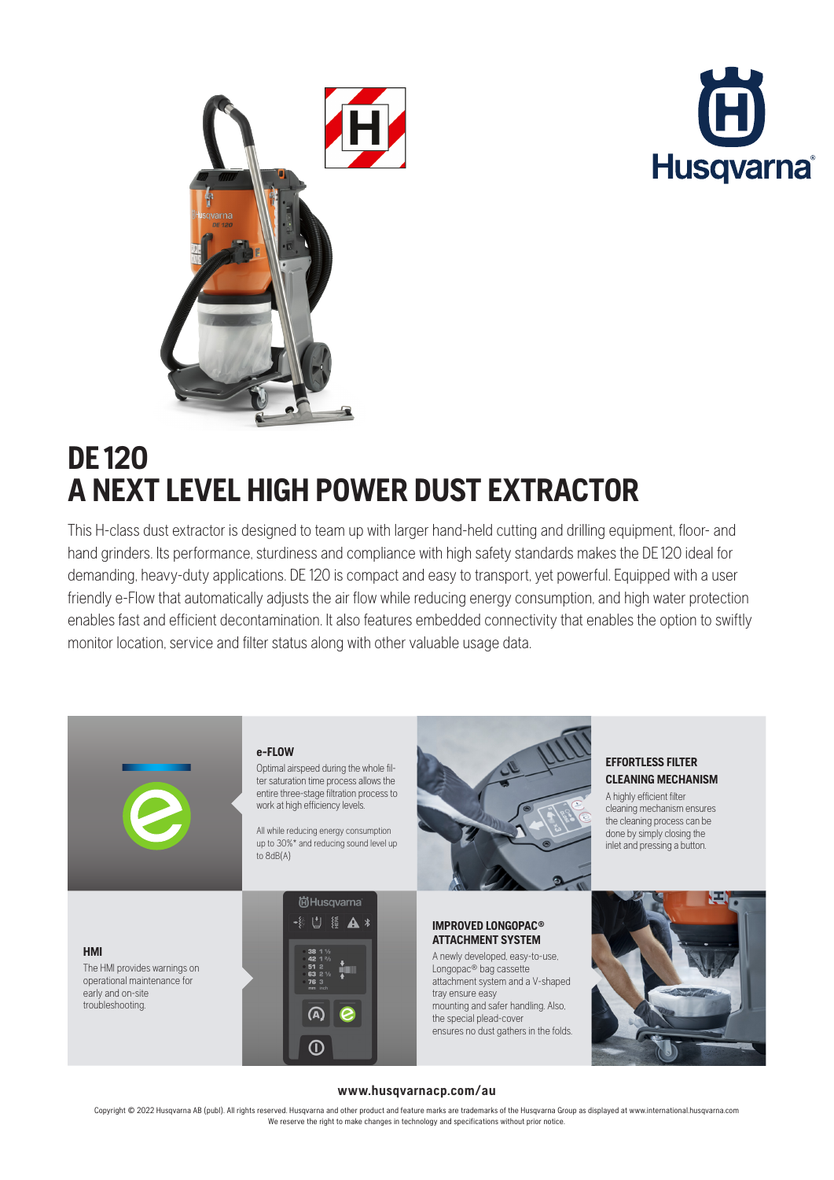# DE 120
# A NEXT LEVEL HIGH POWER DUST EXTRACTOR

This H-class dust extractor is designed to team up with larger hand-held cutting and drilling equipment, floor- and hand grinders. Its performance, sturdiness and compliance with high safety standards makes the DE 120 ideal for demanding, heavy-duty applications. DE 120 is compact and easy to transport, yet powerful. Equipped with a user friendly e-Flow that automatically adjusts the air flow while reducing energy consumption, and high water protection enables fast and efficient decontamination. It also features embedded connectivity that enables the option to swiftly monitor location, service and filter status along with other valuable usage data.

### e-FLOW

Optimal airspeed during the whole filter saturation time process allows the entire three-stage filtration process to work at high efficiency levels.

All while reducing energy consumption up to 30%* and reducing sound level up to 8dB(A)

### EFFORTLESS FILTER CLEANING MECHANISM

A highly efficient filter cleaning mechanism ensures the cleaning process can be done by simply closing the inlet and pressing a button.

### HMI

The HMI provides warnings on operational maintenance for early and on-site troubleshooting.

### IMPROVED LONGOPAC® ATTACHMENT SYSTEM

A newly developed, easy-to-use, Longopac® bag cassette attachment system and a V-shaped tray ensure easy mounting and safer handling. Also, the special plead-cover ensures no dust gathers in the folds.

**www.husqvarnacp.com/au**

Copyright © 2022 Husqvarna AB (publ). All rights reserved. Husqvarna and other product and feature marks are trademarks of the Husqvarna Group as displayed at www.international.husqvarna.com
We reserve the right to make changes in technology and specifications without prior notice.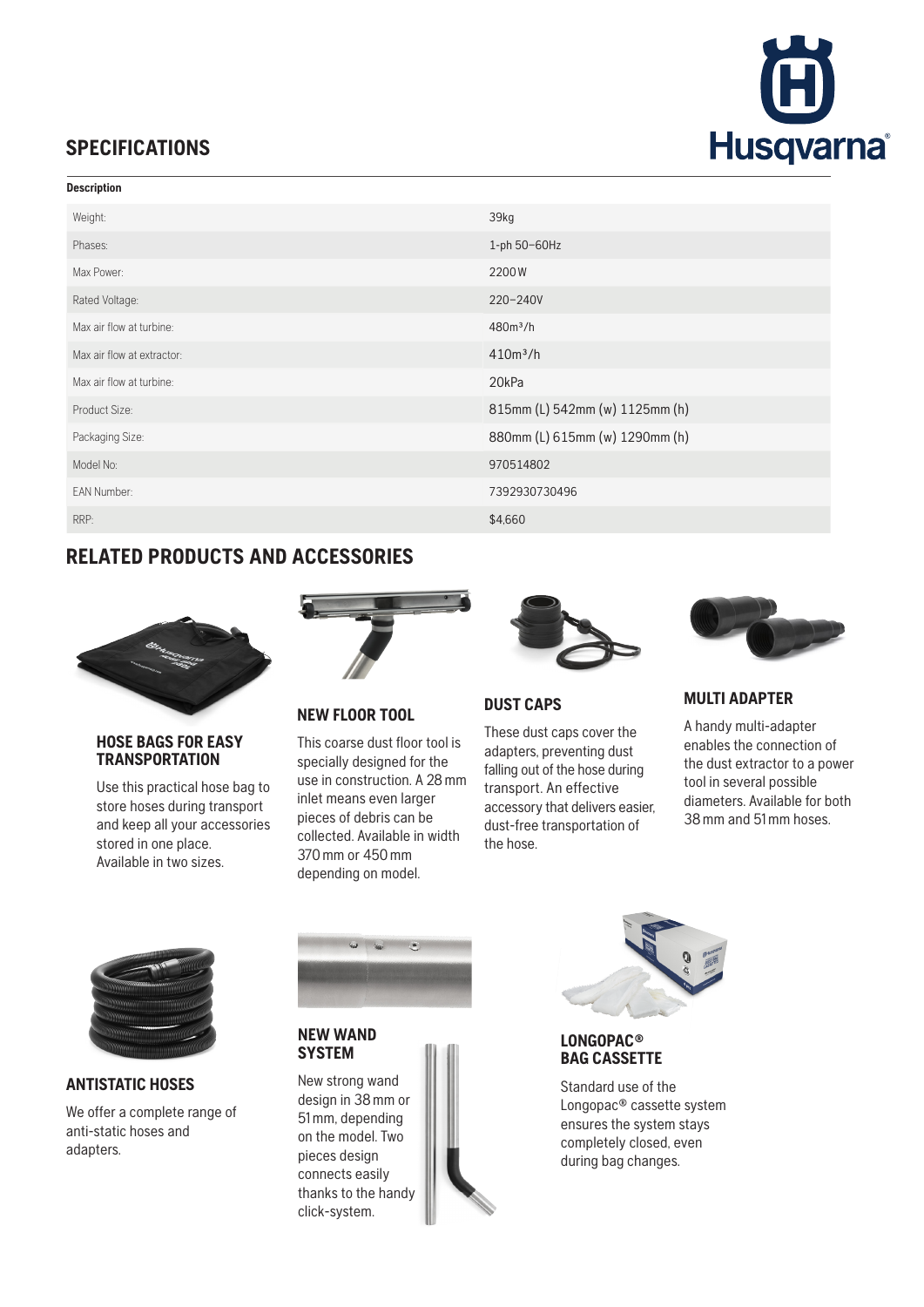## SPECIFICATIONS

**Description**

| | |
|---|---|
| Weight: | 39kg |
| Phases: | 1-ph 50–60Hz |
| Max Power: | 2200W |
| Rated Voltage: | 220–240V |
| Max air flow at turbine: | 480m³/h |
| Max air flow at extractor: | 410m³/h |
| Max air flow at turbine: | 20kPa |
| Product Size: | 815mm (L) 542mm (w) 1125mm (h) |
| Packaging Size: | 880mm (L) 615mm (w) 1290mm (h) |
| Model No: | 970514802 |
| EAN Number: | 7392930730496 |
| RRP: | $4,660 |

## RELATED PRODUCTS AND ACCESSORIES

### HOSE BAGS FOR EASY TRANSPORTATION

Use this practical hose bag to store hoses during transport and keep all your accessories stored in one place. Available in two sizes.

### NEW FLOOR TOOL

This coarse dust floor tool is specially designed for the use in construction. A 28 mm inlet means even larger pieces of debris can be collected. Available in width 370 mm or 450 mm depending on model.

### DUST CAPS

These dust caps cover the adapters, preventing dust falling out of the hose during transport. An effective accessory that delivers easier, dust-free transportation of the hose.

### MULTI ADAPTER

A handy multi-adapter enables the connection of the dust extractor to a power tool in several possible diameters. Available for both 38 mm and 51 mm hoses.

### ANTISTATIC HOSES

We offer a complete range of anti-static hoses and adapters.

### NEW WAND SYSTEM

New strong wand design in 38 mm or 51 mm, depending on the model. Two pieces design connects easily thanks to the handy click-system.

### LONGOPAC® BAG CASSETTE

Standard use of the Longopac® cassette system ensures the system stays completely closed, even during bag changes.